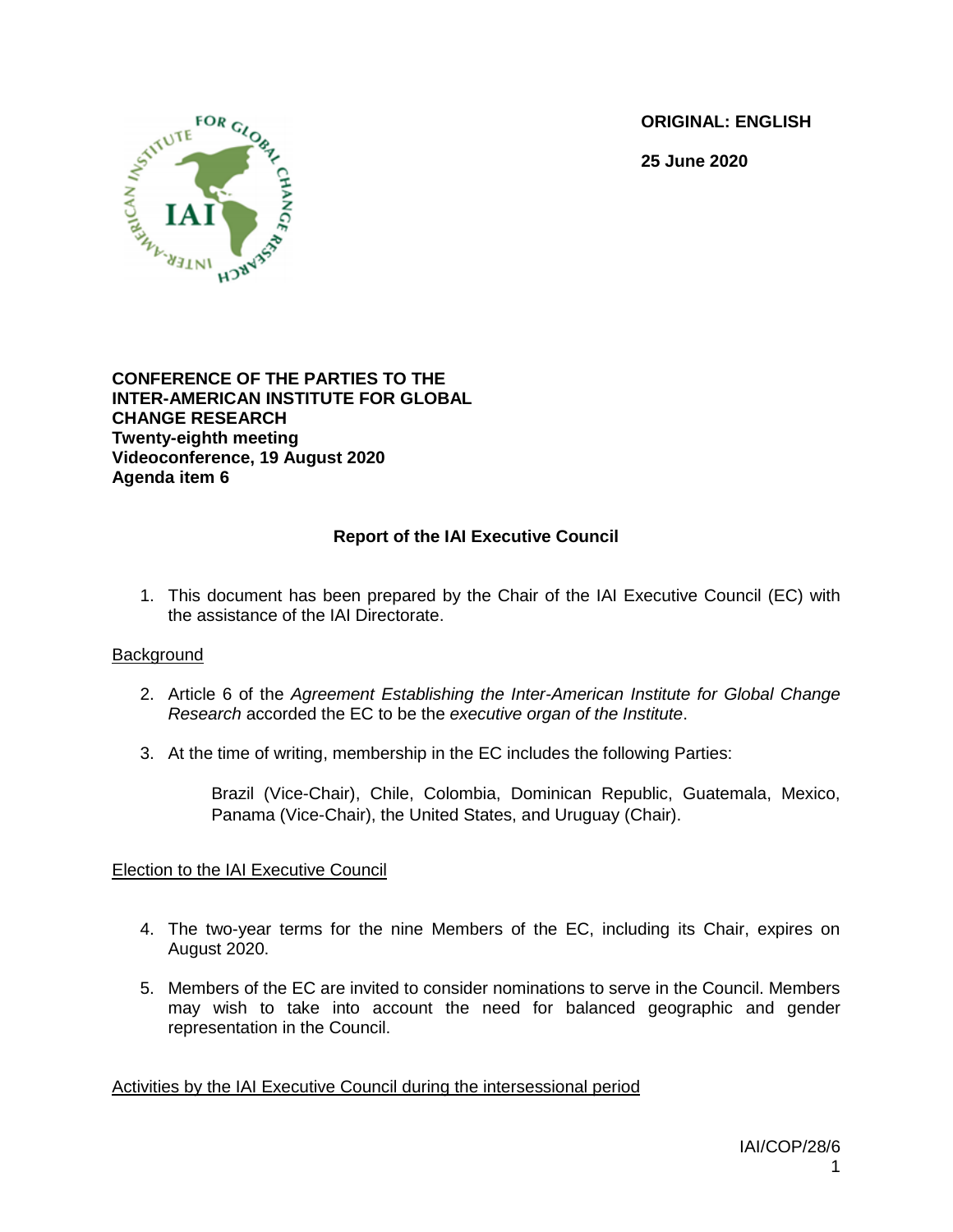**ORIGINAL: ENGLISH**

**25 June 2020**

**CONFERENCE OF THE PARTIES TO THE INTER-AMERICAN INSTITUTE FOR GLOBAL CHANGE RESEARCH**
**Twenty-eighth meeting**
**Videoconference, 19 August 2020**
**Agenda item 6**

## Report of the IAI Executive Council

1. This document has been prepared by the Chair of the IAI Executive Council (EC) with the assistance of the IAI Directorate.

### Background

2. Article 6 of the *Agreement Establishing the Inter-American Institute for Global Change Research* accorded the EC to be the *executive organ of the Institute*.

3. At the time of writing, membership in the EC includes the following Parties:

   Brazil (Vice-Chair), Chile, Colombia, Dominican Republic, Guatemala, Mexico, Panama (Vice-Chair), the United States, and Uruguay (Chair).

### Election to the IAI Executive Council

4. The two-year terms for the nine Members of the EC, including its Chair, expires on August 2020.

5. Members of the EC are invited to consider nominations to serve in the Council. Members may wish to take into account the need for balanced geographic and gender representation in the Council.

### Activities by the IAI Executive Council during the intersessional period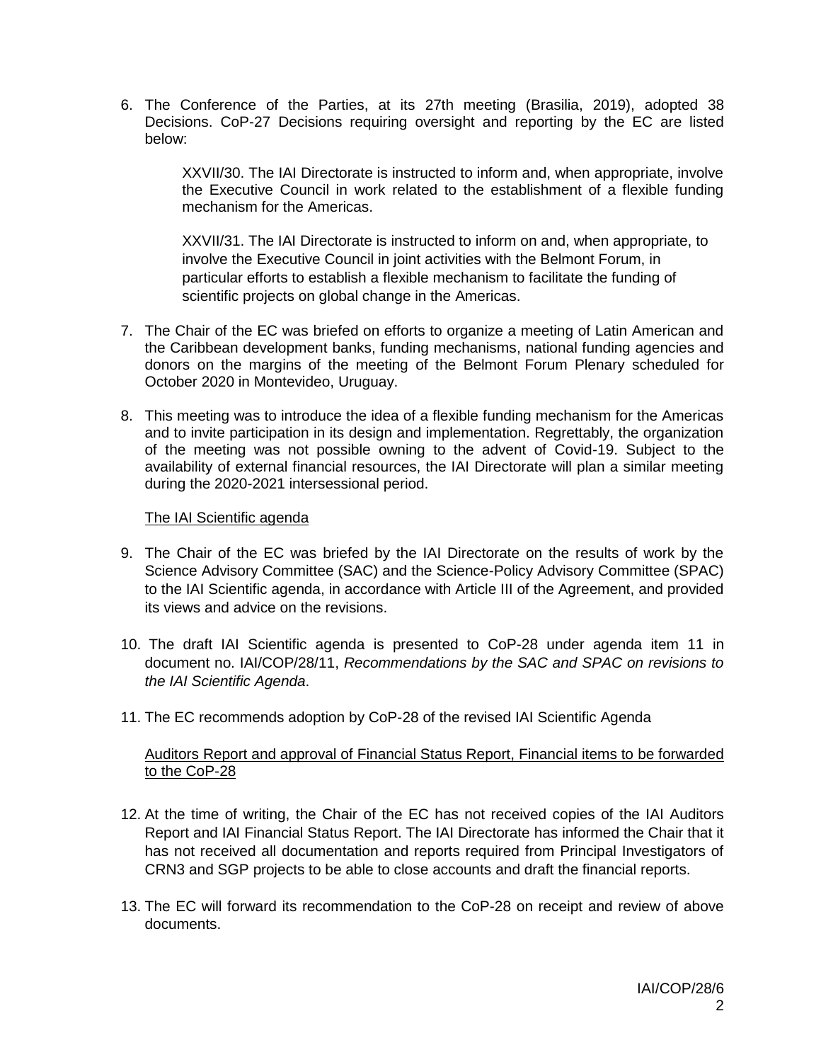6. The Conference of the Parties, at its 27th meeting (Brasilia, 2019), adopted 38 Decisions. CoP-27 Decisions requiring oversight and reporting by the EC are listed below:

   XXVII/30. The IAI Directorate is instructed to inform and, when appropriate, involve the Executive Council in work related to the establishment of a flexible funding mechanism for the Americas.

   XXVII/31. The IAI Directorate is instructed to inform on and, when appropriate, to involve the Executive Council in joint activities with the Belmont Forum, in particular efforts to establish a flexible mechanism to facilitate the funding of scientific projects on global change in the Americas.

7. The Chair of the EC was briefed on efforts to organize a meeting of Latin American and the Caribbean development banks, funding mechanisms, national funding agencies and donors on the margins of the meeting of the Belmont Forum Plenary scheduled for October 2020 in Montevideo, Uruguay.

8. This meeting was to introduce the idea of a flexible funding mechanism for the Americas and to invite participation in its design and implementation. Regrettably, the organization of the meeting was not possible owning to the advent of Covid-19. Subject to the availability of external financial resources, the IAI Directorate will plan a similar meeting during the 2020-2021 intersessional period.

<u>The IAI Scientific agenda</u>

9. The Chair of the EC was briefed by the IAI Directorate on the results of work by the Science Advisory Committee (SAC) and the Science-Policy Advisory Committee (SPAC) to the IAI Scientific agenda, in accordance with Article III of the Agreement, and provided its views and advice on the revisions.

10. The draft IAI Scientific agenda is presented to CoP-28 under agenda item 11 in document no. IAI/COP/28/11, *Recommendations by the SAC and SPAC on revisions to the IAI Scientific Agenda*.

11. The EC recommends adoption by CoP-28 of the revised IAI Scientific Agenda

<u>Auditors Report and approval of Financial Status Report, Financial items to be forwarded to the CoP-28</u>

12. At the time of writing, the Chair of the EC has not received copies of the IAI Auditors Report and IAI Financial Status Report. The IAI Directorate has informed the Chair that it has not received all documentation and reports required from Principal Investigators of CRN3 and SGP projects to be able to close accounts and draft the financial reports.

13. The EC will forward its recommendation to the CoP-28 on receipt and review of above documents.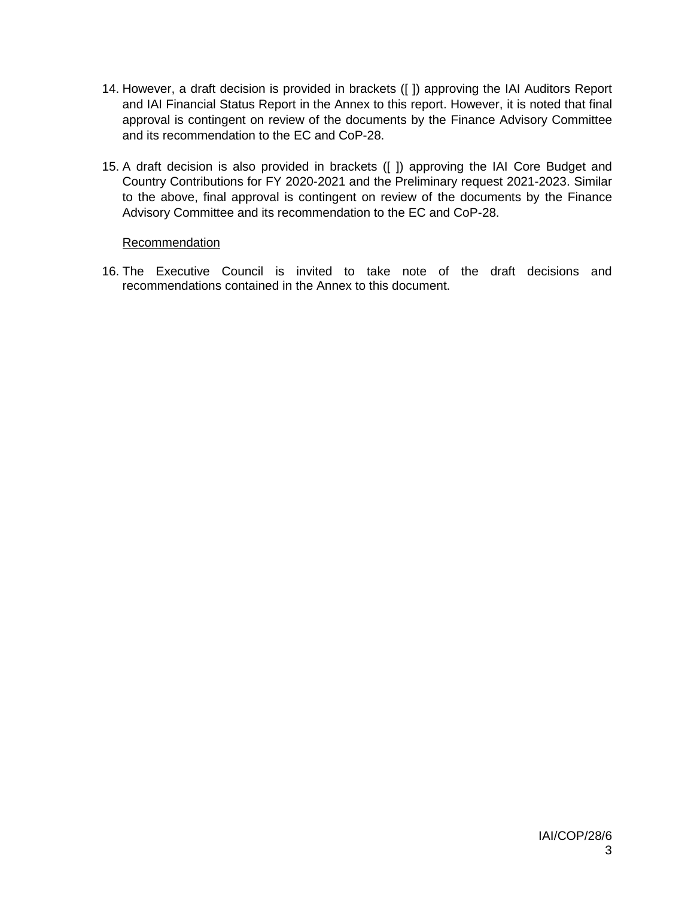14. However, a draft decision is provided in brackets ([ ]) approving the IAI Auditors Report and IAI Financial Status Report in the Annex to this report. However, it is noted that final approval is contingent on review of the documents by the Finance Advisory Committee and its recommendation to the EC and CoP-28.

15. A draft decision is also provided in brackets ([ ]) approving the IAI Core Budget and Country Contributions for FY 2020-2021 and the Preliminary request 2021-2023. Similar to the above, final approval is contingent on review of the documents by the Finance Advisory Committee and its recommendation to the EC and CoP-28.

Recommendation

16. The Executive Council is invited to take note of the draft decisions and recommendations contained in the Annex to this document.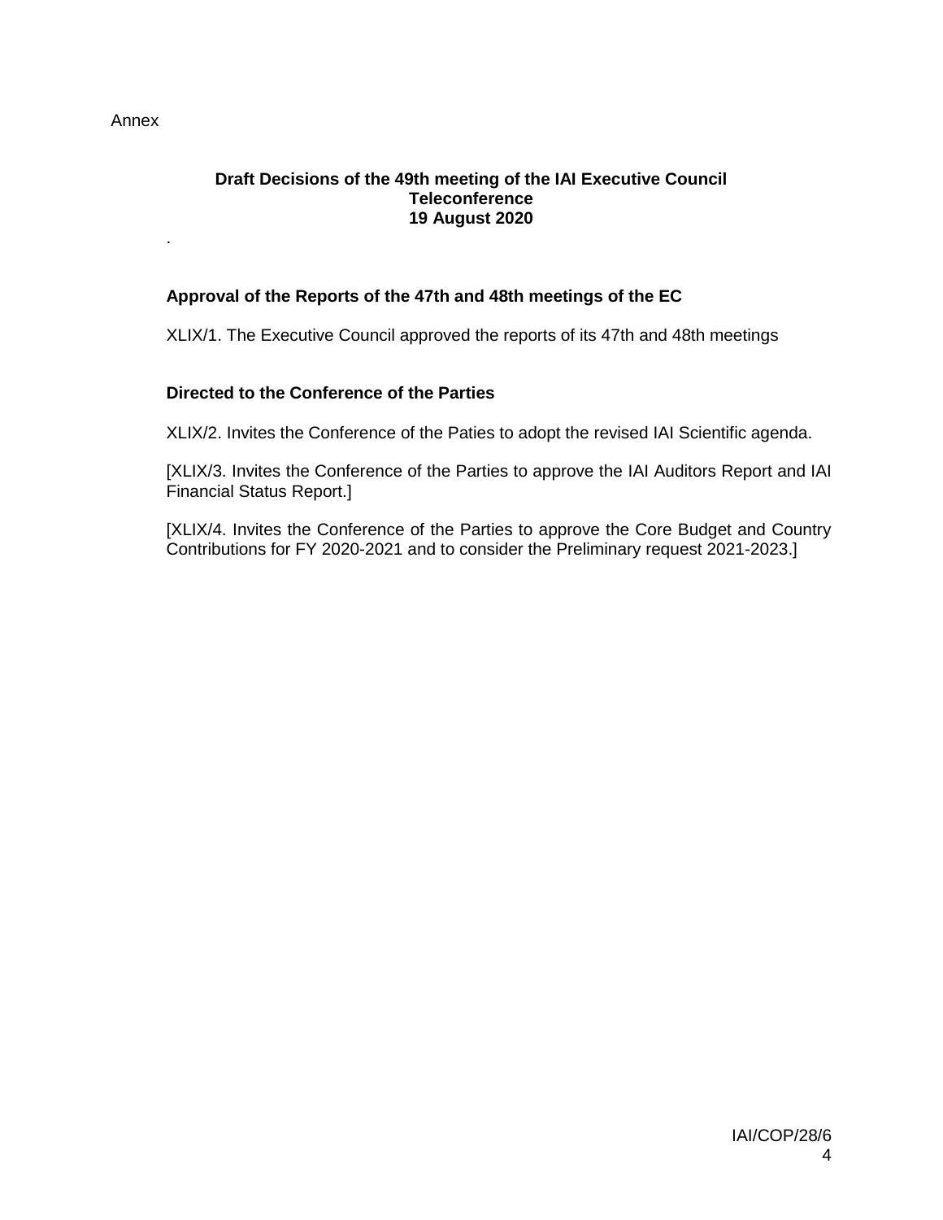Annex

**Draft Decisions of the 49th meeting of the IAI Executive Council**
**Teleconference**
**19 August 2020**

.

**Approval of the Reports of the 47th and 48th meetings of the EC**

XLIX/1. The Executive Council approved the reports of its 47th and 48th meetings

**Directed to the Conference of the Parties**

XLIX/2. Invites the Conference of the Paties to adopt the revised IAI Scientific agenda.

[XLIX/3. Invites the Conference of the Parties to approve the IAI Auditors Report and IAI Financial Status Report.]

[XLIX/4. Invites the Conference of the Parties to approve the Core Budget and Country Contributions for FY 2020-2021 and to consider the Preliminary request 2021-2023.]